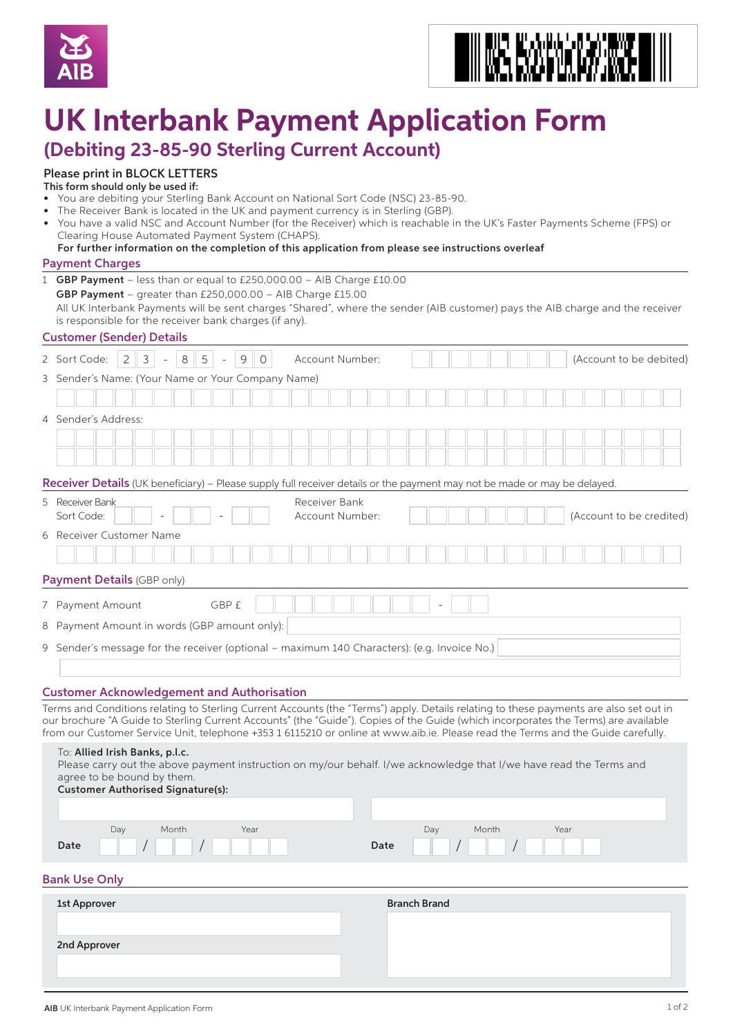# UK Interbank Payment Application Form

## (Debiting 23-85-90 Sterling Current Account)

**Please print in BLOCK LETTERS**

**This form should only be used if:**

- You are debiting your Sterling Bank Account on National Sort Code (NSC) 23-85-90.
- The Receiver Bank is located in the UK and payment currency is in Sterling (GBP).
- You have a valid NSC and Account Number (for the Receiver) which is reachable in the UK's Faster Payments Scheme (FPS) or Clearing House Automated Payment System (CHAPS).

**For further information on the completion of this application from please see instructions overleaf**

### Payment Charges

1 **GBP Payment** – less than or equal to £250,000.00 – AIB Charge £10.00
**GBP Payment** – greater than £250,000.00 – AIB Charge £15.00
All UK Interbank Payments will be sent charges "Shared", where the sender (AIB customer) pays the AIB charge and the receiver is responsible for the receiver bank charges (if any).

### Customer (Sender) Details

2 Sort Code: 2 3 - 8 5 - 9 0 Account Number: (Account to be debited)

3 Sender's Name: (Your Name or Your Company Name)

4 Sender's Address:

### Receiver Details (UK beneficiary) – Please supply full receiver details or the payment may not be made or may be delayed.

5 Receiver Bank Sort Code: - - Receiver Bank Account Number: (Account to be credited)

6 Receiver Customer Name

### Payment Details (GBP only)

7 Payment Amount GBP £ -

8 Payment Amount in words (GBP amount only):

9 Sender's message for the receiver (optional – maximum 140 Characters): (e.g. Invoice No.)

### Customer Acknowledgement and Authorisation

Terms and Conditions relating to Sterling Current Accounts (the "Terms") apply. Details relating to these payments are also set out in our brochure "A Guide to Sterling Current Accounts" (the "Guide"). Copies of the Guide (which incorporates the Terms) are available from our Customer Service Unit, telephone +353 1 6115210 or online at www.aib.ie. Please read the Terms and the Guide carefully.

To: **Allied Irish Banks, p.l.c.**
Please carry out the above payment instruction on my/our behalf. I/we acknowledge that I/we have read the Terms and agree to be bound by them.
**Customer Authorised Signature(s):**

**Date** Day / Month / Year

**Date** Day / Month / Year

### Bank Use Only

**1st Approver**

**2nd Approver**

**Branch Brand**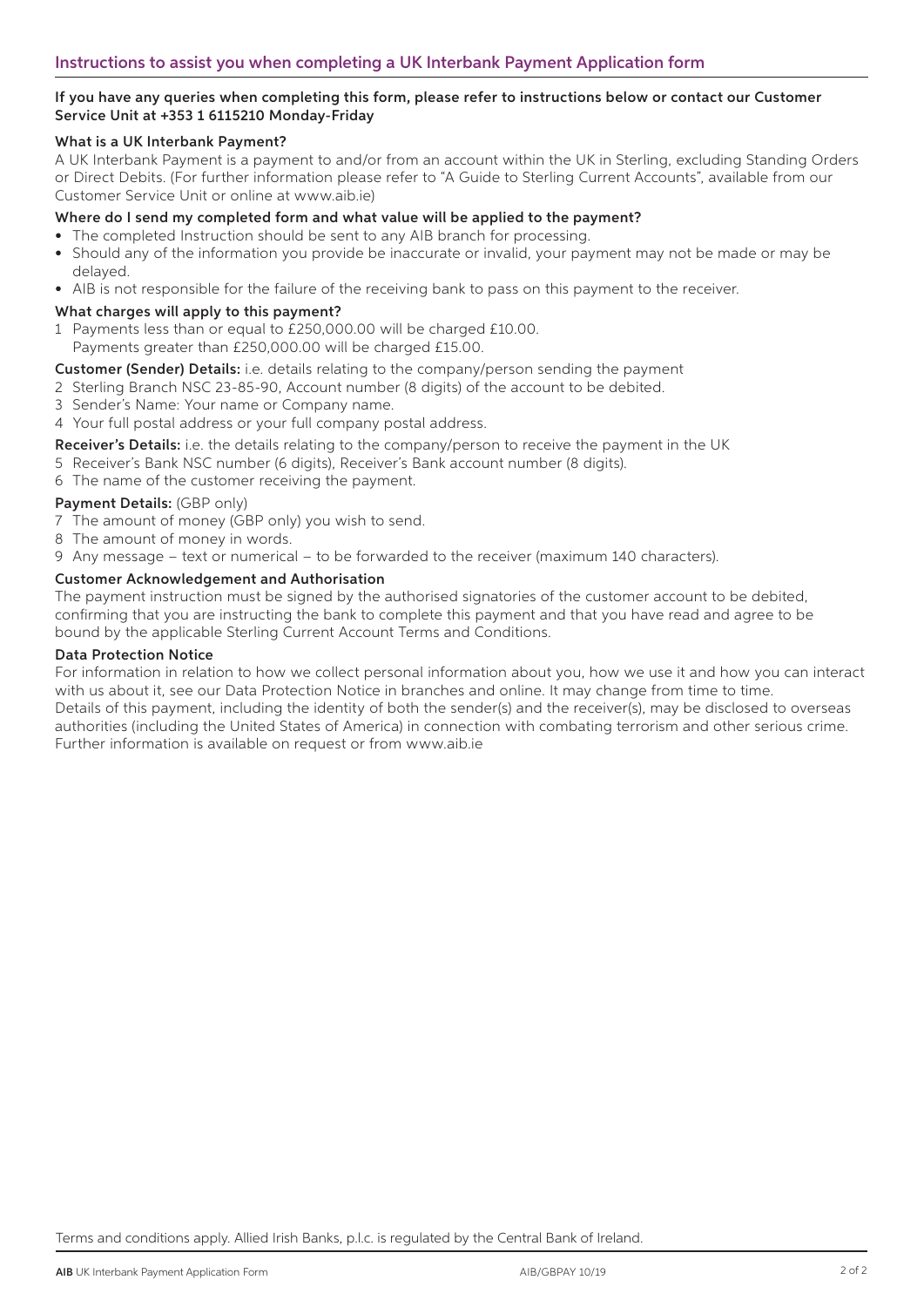## Instructions to assist you when completing a UK Interbank Payment Application form

**If you have any queries when completing this form, please refer to instructions below or contact our Customer Service Unit at +353 1 6115210 Monday-Friday**

### What is a UK Interbank Payment?

A UK Interbank Payment is a payment to and/or from an account within the UK in Sterling, excluding Standing Orders or Direct Debits. (For further information please refer to "A Guide to Sterling Current Accounts", available from our Customer Service Unit or online at www.aib.ie)

### Where do I send my completed form and what value will be applied to the payment?

- The completed Instruction should be sent to any AIB branch for processing.
- Should any of the information you provide be inaccurate or invalid, your payment may not be made or may be delayed.
- AIB is not responsible for the failure of the receiving bank to pass on this payment to the receiver.

### What charges will apply to this payment?

1 Payments less than or equal to £250,000.00 will be charged £10.00.
Payments greater than £250,000.00 will be charged £15.00.

**Customer (Sender) Details:** i.e. details relating to the company/person sending the payment

2 Sterling Branch NSC 23-85-90, Account number (8 digits) of the account to be debited.
3 Sender's Name: Your name or Company name.
4 Your full postal address or your full company postal address.

**Receiver's Details:** i.e. the details relating to the company/person to receive the payment in the UK

5 Receiver's Bank NSC number (6 digits), Receiver's Bank account number (8 digits).
6 The name of the customer receiving the payment.

**Payment Details:** (GBP only)

7 The amount of money (GBP only) you wish to send.
8 The amount of money in words.
9 Any message – text or numerical – to be forwarded to the receiver (maximum 140 characters).

### Customer Acknowledgement and Authorisation

The payment instruction must be signed by the authorised signatories of the customer account to be debited, confirming that you are instructing the bank to complete this payment and that you have read and agree to be bound by the applicable Sterling Current Account Terms and Conditions.

### Data Protection Notice

For information in relation to how we collect personal information about you, how we use it and how you can interact with us about it, see our Data Protection Notice in branches and online. It may change from time to time.
Details of this payment, including the identity of both the sender(s) and the receiver(s), may be disclosed to overseas authorities (including the United States of America) in connection with combating terrorism and other serious crime. Further information is available on request or from www.aib.ie

Terms and conditions apply. Allied Irish Banks, p.l.c. is regulated by the Central Bank of Ireland.

**AIB** UK Interbank Payment Application Form AIB/GBPAY 10/19